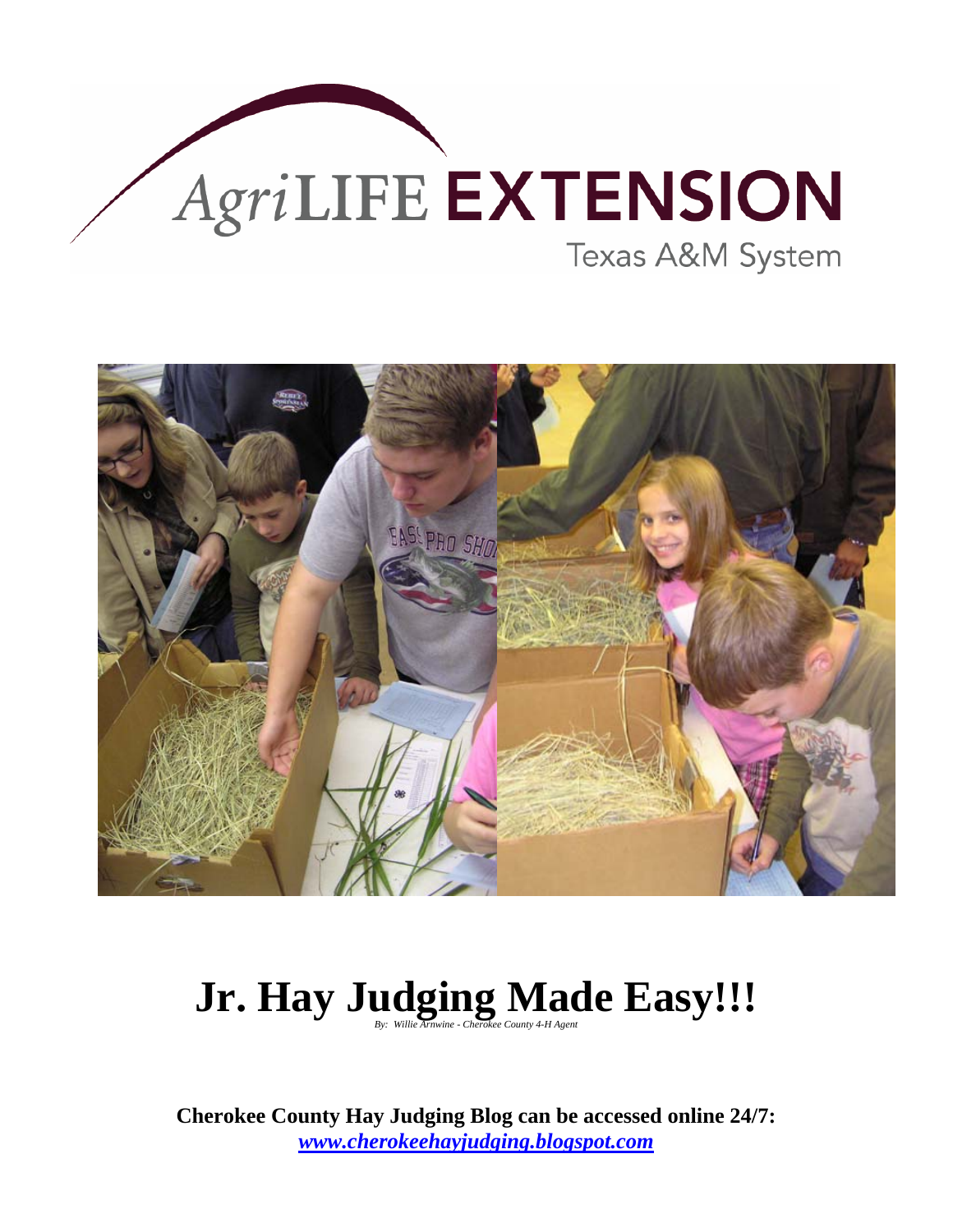AgriLIFE EXTENSION

Texas A&M System

# Jr. Hay Judging Made Easy!!!

*By: Willie Arnwine - Cherokee County 4-H Agent*

**Cherokee County Hay Judging Blog can be accessed online 24/7:**
***www.cherokeehayjudging.blogspot.com***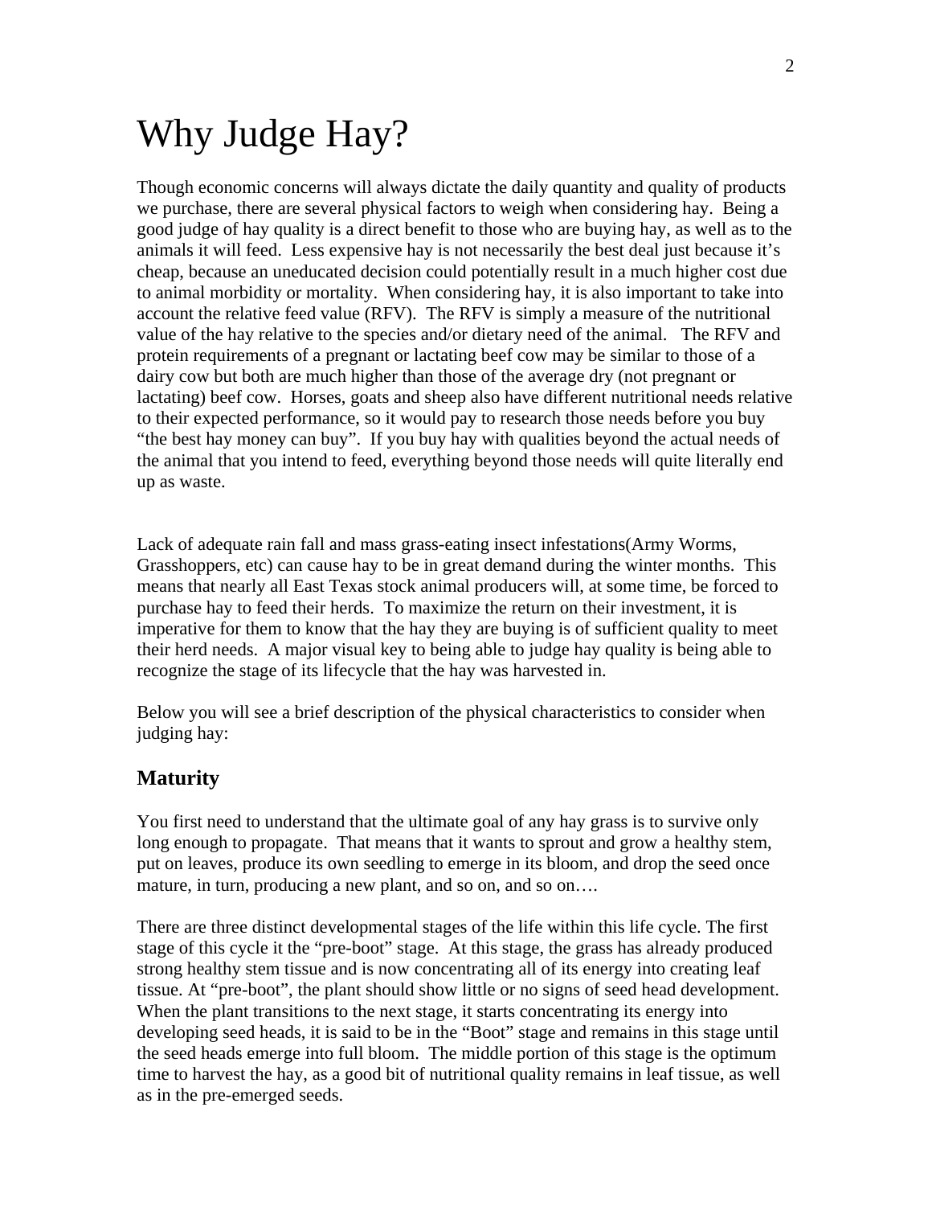# Why Judge Hay?

Though economic concerns will always dictate the daily quantity and quality of products we purchase, there are several physical factors to weigh when considering hay. Being a good judge of hay quality is a direct benefit to those who are buying hay, as well as to the animals it will feed. Less expensive hay is not necessarily the best deal just because it's cheap, because an uneducated decision could potentially result in a much higher cost due to animal morbidity or mortality. When considering hay, it is also important to take into account the relative feed value (RFV). The RFV is simply a measure of the nutritional value of the hay relative to the species and/or dietary need of the animal. The RFV and protein requirements of a pregnant or lactating beef cow may be similar to those of a dairy cow but both are much higher than those of the average dry (not pregnant or lactating) beef cow. Horses, goats and sheep also have different nutritional needs relative to their expected performance, so it would pay to research those needs before you buy "the best hay money can buy". If you buy hay with qualities beyond the actual needs of the animal that you intend to feed, everything beyond those needs will quite literally end up as waste.

Lack of adequate rain fall and mass grass-eating insect infestations(Army Worms, Grasshoppers, etc) can cause hay to be in great demand during the winter months. This means that nearly all East Texas stock animal producers will, at some time, be forced to purchase hay to feed their herds. To maximize the return on their investment, it is imperative for them to know that the hay they are buying is of sufficient quality to meet their herd needs. A major visual key to being able to judge hay quality is being able to recognize the stage of its lifecycle that the hay was harvested in.

Below you will see a brief description of the physical characteristics to consider when judging hay:

## Maturity

You first need to understand that the ultimate goal of any hay grass is to survive only long enough to propagate. That means that it wants to sprout and grow a healthy stem, put on leaves, produce its own seedling to emerge in its bloom, and drop the seed once mature, in turn, producing a new plant, and so on, and so on….

There are three distinct developmental stages of the life within this life cycle. The first stage of this cycle it the "pre-boot" stage. At this stage, the grass has already produced strong healthy stem tissue and is now concentrating all of its energy into creating leaf tissue. At "pre-boot", the plant should show little or no signs of seed head development. When the plant transitions to the next stage, it starts concentrating its energy into developing seed heads, it is said to be in the "Boot" stage and remains in this stage until the seed heads emerge into full bloom. The middle portion of this stage is the optimum time to harvest the hay, as a good bit of nutritional quality remains in leaf tissue, as well as in the pre-emerged seeds.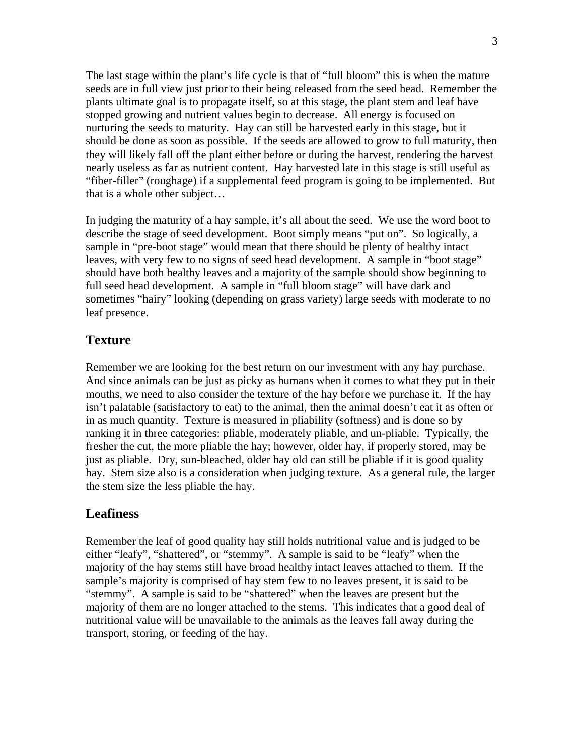The last stage within the plant's life cycle is that of "full bloom" this is when the mature seeds are in full view just prior to their being released from the seed head. Remember the plants ultimate goal is to propagate itself, so at this stage, the plant stem and leaf have stopped growing and nutrient values begin to decrease. All energy is focused on nurturing the seeds to maturity. Hay can still be harvested early in this stage, but it should be done as soon as possible. If the seeds are allowed to grow to full maturity, then they will likely fall off the plant either before or during the harvest, rendering the harvest nearly useless as far as nutrient content. Hay harvested late in this stage is still useful as "fiber-filler" (roughage) if a supplemental feed program is going to be implemented. But that is a whole other subject…

In judging the maturity of a hay sample, it's all about the seed. We use the word boot to describe the stage of seed development. Boot simply means "put on". So logically, a sample in "pre-boot stage" would mean that there should be plenty of healthy intact leaves, with very few to no signs of seed head development. A sample in "boot stage" should have both healthy leaves and a majority of the sample should show beginning to full seed head development. A sample in "full bloom stage" will have dark and sometimes "hairy" looking (depending on grass variety) large seeds with moderate to no leaf presence.

## Texture

Remember we are looking for the best return on our investment with any hay purchase. And since animals can be just as picky as humans when it comes to what they put in their mouths, we need to also consider the texture of the hay before we purchase it. If the hay isn't palatable (satisfactory to eat) to the animal, then the animal doesn't eat it as often or in as much quantity. Texture is measured in pliability (softness) and is done so by ranking it in three categories: pliable, moderately pliable, and un-pliable. Typically, the fresher the cut, the more pliable the hay; however, older hay, if properly stored, may be just as pliable. Dry, sun-bleached, older hay old can still be pliable if it is good quality hay. Stem size also is a consideration when judging texture. As a general rule, the larger the stem size the less pliable the hay.

## Leafiness

Remember the leaf of good quality hay still holds nutritional value and is judged to be either "leafy", "shattered", or "stemmy". A sample is said to be "leafy" when the majority of the hay stems still have broad healthy intact leaves attached to them. If the sample's majority is comprised of hay stem few to no leaves present, it is said to be "stemmy". A sample is said to be "shattered" when the leaves are present but the majority of them are no longer attached to the stems. This indicates that a good deal of nutritional value will be unavailable to the animals as the leaves fall away during the transport, storing, or feeding of the hay.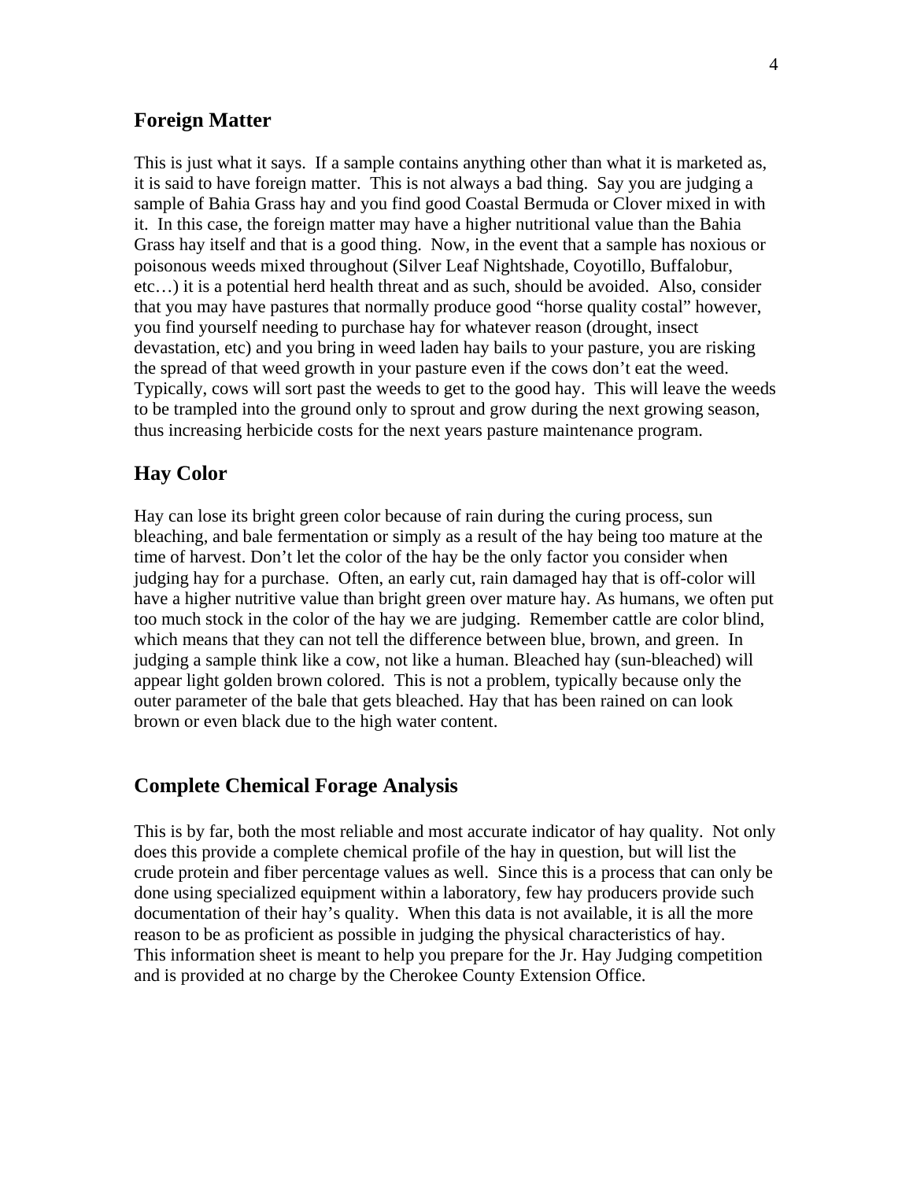## Foreign Matter

This is just what it says. If a sample contains anything other than what it is marketed as, it is said to have foreign matter. This is not always a bad thing. Say you are judging a sample of Bahia Grass hay and you find good Coastal Bermuda or Clover mixed in with it. In this case, the foreign matter may have a higher nutritional value than the Bahia Grass hay itself and that is a good thing. Now, in the event that a sample has noxious or poisonous weeds mixed throughout (Silver Leaf Nightshade, Coyotillo, Buffalobur, etc…) it is a potential herd health threat and as such, should be avoided. Also, consider that you may have pastures that normally produce good "horse quality costal" however, you find yourself needing to purchase hay for whatever reason (drought, insect devastation, etc) and you bring in weed laden hay bails to your pasture, you are risking the spread of that weed growth in your pasture even if the cows don't eat the weed. Typically, cows will sort past the weeds to get to the good hay. This will leave the weeds to be trampled into the ground only to sprout and grow during the next growing season, thus increasing herbicide costs for the next years pasture maintenance program.

## Hay Color

Hay can lose its bright green color because of rain during the curing process, sun bleaching, and bale fermentation or simply as a result of the hay being too mature at the time of harvest. Don't let the color of the hay be the only factor you consider when judging hay for a purchase. Often, an early cut, rain damaged hay that is off-color will have a higher nutritive value than bright green over mature hay. As humans, we often put too much stock in the color of the hay we are judging. Remember cattle are color blind, which means that they can not tell the difference between blue, brown, and green. In judging a sample think like a cow, not like a human. Bleached hay (sun-bleached) will appear light golden brown colored. This is not a problem, typically because only the outer parameter of the bale that gets bleached. Hay that has been rained on can look brown or even black due to the high water content.

## Complete Chemical Forage Analysis

This is by far, both the most reliable and most accurate indicator of hay quality. Not only does this provide a complete chemical profile of the hay in question, but will list the crude protein and fiber percentage values as well. Since this is a process that can only be done using specialized equipment within a laboratory, few hay producers provide such documentation of their hay's quality. When this data is not available, it is all the more reason to be as proficient as possible in judging the physical characteristics of hay.
This information sheet is meant to help you prepare for the Jr. Hay Judging competition and is provided at no charge by the Cherokee County Extension Office.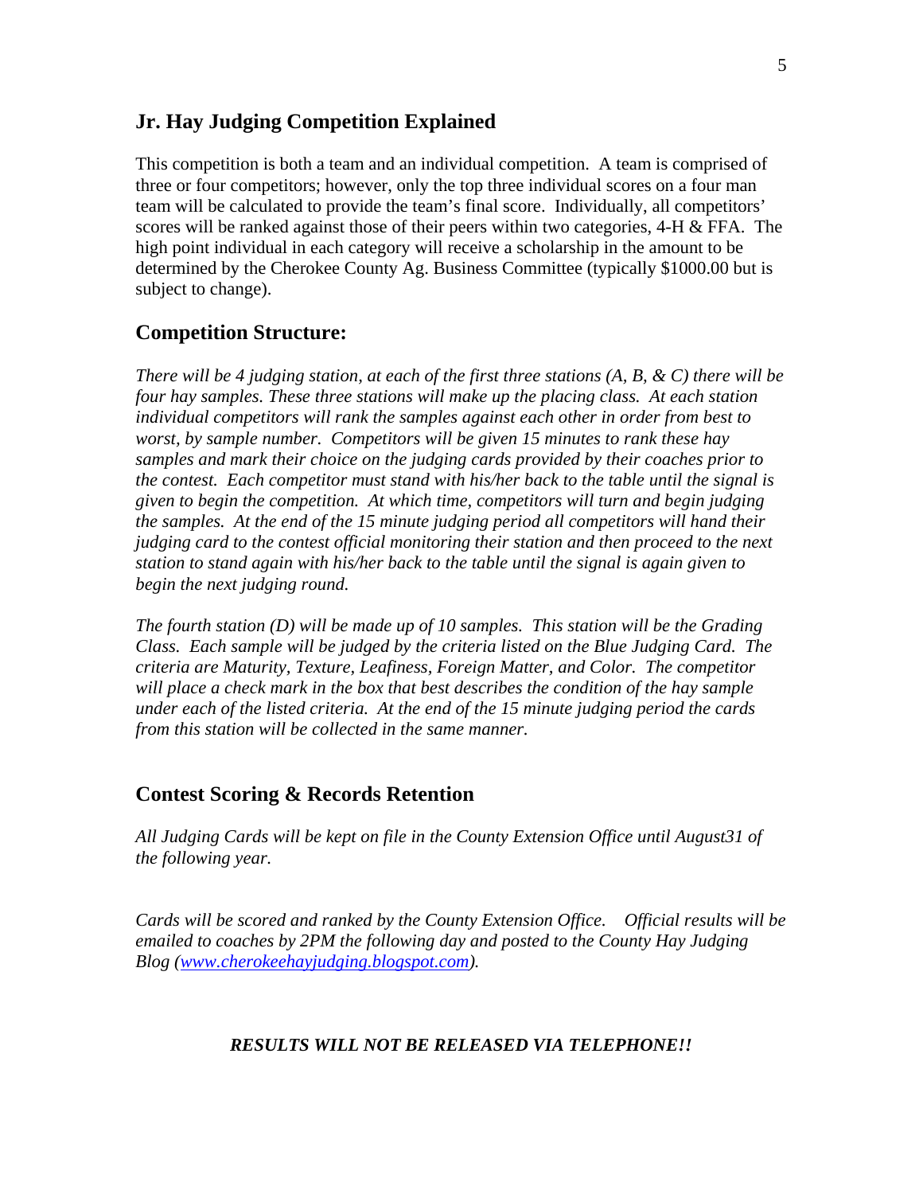## Jr. Hay Judging Competition Explained

This competition is both a team and an individual competition. A team is comprised of three or four competitors; however, only the top three individual scores on a four man team will be calculated to provide the team's final score. Individually, all competitors' scores will be ranked against those of their peers within two categories, 4-H & FFA. The high point individual in each category will receive a scholarship in the amount to be determined by the Cherokee County Ag. Business Committee (typically $1000.00 but is subject to change).

## Competition Structure:

*There will be 4 judging station, at each of the first three stations (A, B, & C) there will be four hay samples. These three stations will make up the placing class. At each station individual competitors will rank the samples against each other in order from best to worst, by sample number. Competitors will be given 15 minutes to rank these hay samples and mark their choice on the judging cards provided by their coaches prior to the contest. Each competitor must stand with his/her back to the table until the signal is given to begin the competition. At which time, competitors will turn and begin judging the samples. At the end of the 15 minute judging period all competitors will hand their judging card to the contest official monitoring their station and then proceed to the next station to stand again with his/her back to the table until the signal is again given to begin the next judging round.*

*The fourth station (D) will be made up of 10 samples. This station will be the Grading Class. Each sample will be judged by the criteria listed on the Blue Judging Card. The criteria are Maturity, Texture, Leafiness, Foreign Matter, and Color. The competitor will place a check mark in the box that best describes the condition of the hay sample under each of the listed criteria. At the end of the 15 minute judging period the cards from this station will be collected in the same manner.*

## Contest Scoring & Records Retention

*All Judging Cards will be kept on file in the County Extension Office until August31 of the following year.*

*Cards will be scored and ranked by the County Extension Office. Official results will be emailed to coaches by 2PM the following day and posted to the County Hay Judging Blog ([www.cherokeehayjudging.blogspot.com](www.cherokeehayjudging.blogspot.com)).*

***RESULTS WILL NOT BE RELEASED VIA TELEPHONE!!***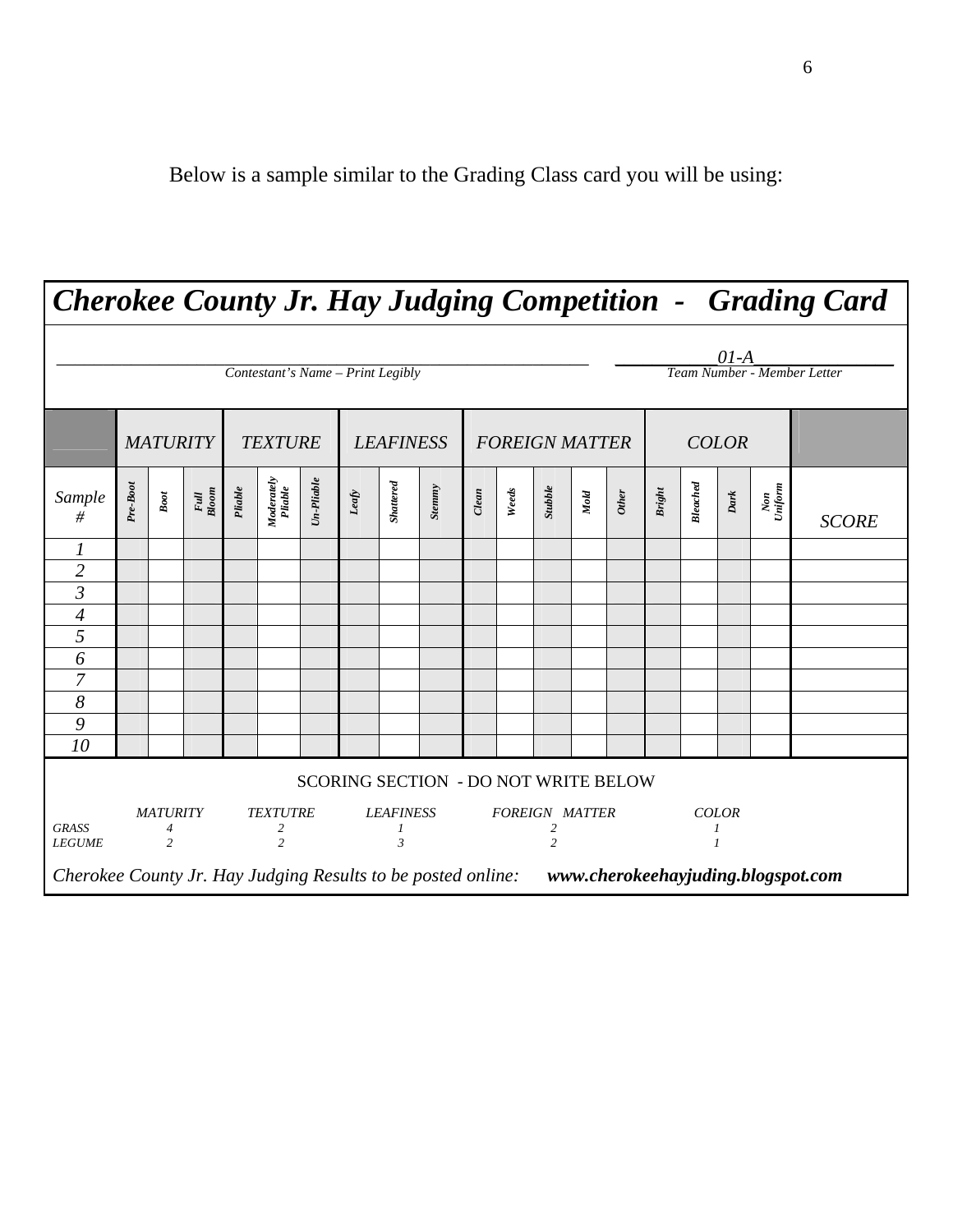Below is a sample similar to the Grading Class card you will be using:

## *Cherokee County Jr. Hay Judging Competition - Grading Card*

_______________________________________ Contestant's Name – Print Legibly

______01-A______ Team Number - Member Letter

| | MATURITY | | | TEXTURE | | | LEAFINESS | | | FOREIGN MATTER | | | | | COLOR | | | | |
|---|---|---|---|---|---|---|---|---|---|---|---|---|---|---|---|---|---|---|---|
| Sample # | Pre-Boot | Boot | Full Bloom | Pliable | Moderately Pliable | Un-Pliable | Leafy | Shattered | Stemmy | Clean | Weeds | Stubble | Mold | Other | Bright | Bleached | Dark | Non Uniform | SCORE |
| 1 | | | | | | | | | | | | | | | | | | | |
| 2 | | | | | | | | | | | | | | | | | | | |
| 3 | | | | | | | | | | | | | | | | | | | |
| 4 | | | | | | | | | | | | | | | | | | | |
| 5 | | | | | | | | | | | | | | | | | | | |
| 6 | | | | | | | | | | | | | | | | | | | |
| 7 | | | | | | | | | | | | | | | | | | | |
| 8 | | | | | | | | | | | | | | | | | | | |
| 9 | | | | | | | | | | | | | | | | | | | |
| 10 | | | | | | | | | | | | | | | | | | | |

SCORING SECTION - DO NOT WRITE BELOW

| | MATURITY | TEXTUTRE | LEAFINESS | FOREIGN MATTER | COLOR |
|---|---|---|---|---|---|
| GRASS | 4 | 2 | 1 | 2 | 1 |
| LEGUME | 2 | 2 | 3 | 2 | 1 |

*Cherokee County Jr. Hay Judging Results to be posted online:* ***www.cherokeehayjuding.blogspot.com***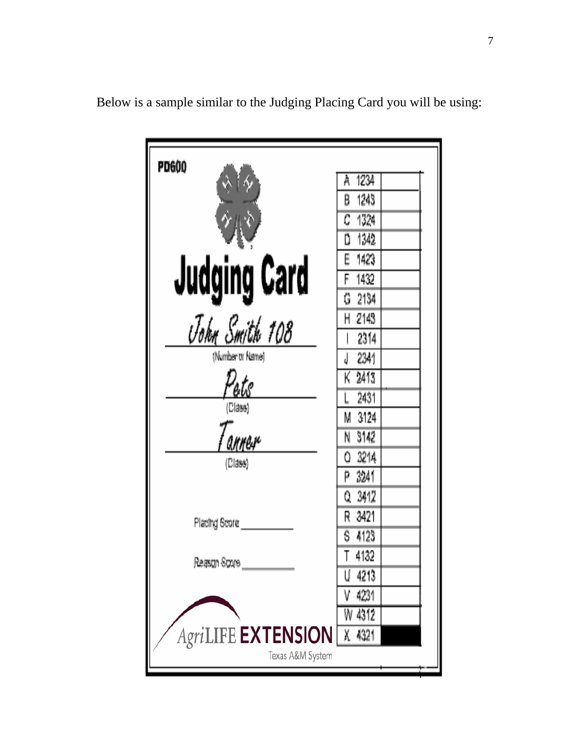Below is a sample similar to the Judging Placing Card you will be using:

PD600

# Judging Card

*John Smith 108*
(Number or Name)

*Pets*
(Class)

*Tanner*
(Class)

Placing Score ________

Reason Score ________

AgriLIFE EXTENSION
Texas A&M System

| | |
|---|---|
| A 1234 | |
| B 1243 | |
| C 1324 | |
| D 1342 | |
| E 1423 | |
| F 1432 | |
| G 2134 | |
| H 2143 | |
| I 2314 | |
| J 2341 | |
| K 2413 | |
| L 2431 | |
| M 3124 | |
| N 3142 | |
| O 3214 | |
| P 3241 | |
| Q 3412 | |
| R 3421 | |
| S 4123 | |
| T 4132 | |
| U 4213 | |
| V 4231 | |
| W 4312 | |
| X 4321 | ■ |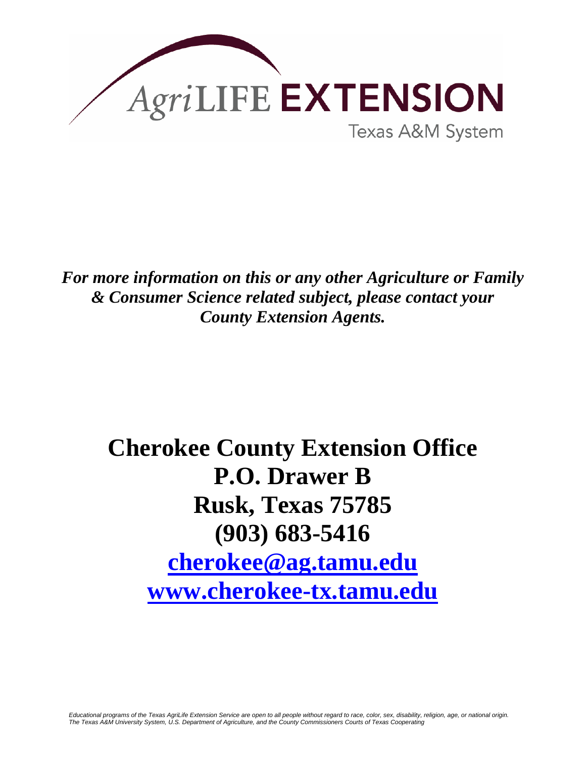AgriLIFE EXTENSION

Texas A&M System

***For more information on this or any other Agriculture or Family & Consumer Science related subject, please contact your County Extension Agents.***

# Cherokee County Extension Office
# P.O. Drawer B
# Rusk, Texas 75785
# (903) 683-5416
# cherokee@ag.tamu.edu
# www.cherokee-tx.tamu.edu

*Educational programs of the Texas AgriLife Extension Service are open to all people without regard to race, color, sex, disability, religion, age, or national origin. The Texas A&M University System, U.S. Department of Agriculture, and the County Commissioners Courts of Texas Cooperating*